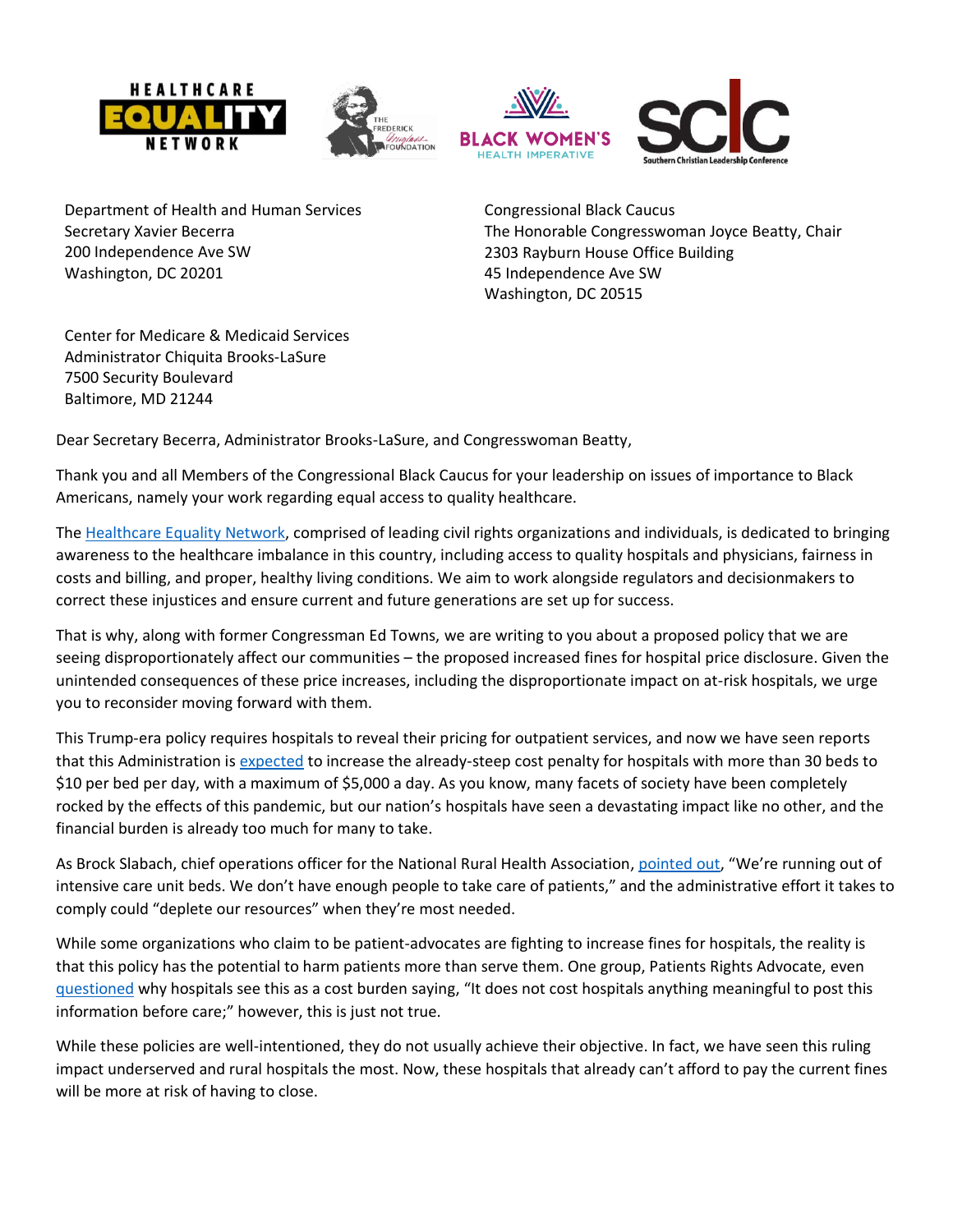Department of Health and Human Services
Secretary Xavier Becerra
200 Independence Ave SW
Washington, DC 20201

Congressional Black Caucus
The Honorable Congresswoman Joyce Beatty, Chair
2303 Rayburn House Office Building
45 Independence Ave SW
Washington, DC 20515

Center for Medicare & Medicaid Services
Administrator Chiquita Brooks-LaSure
7500 Security Boulevard
Baltimore, MD 21244

Dear Secretary Becerra, Administrator Brooks-LaSure, and Congresswoman Beatty,

Thank you and all Members of the Congressional Black Caucus for your leadership on issues of importance to Black Americans, namely your work regarding equal access to quality healthcare.

The Healthcare Equality Network, comprised of leading civil rights organizations and individuals, is dedicated to bringing awareness to the healthcare imbalance in this country, including access to quality hospitals and physicians, fairness in costs and billing, and proper, healthy living conditions. We aim to work alongside regulators and decisionmakers to correct these injustices and ensure current and future generations are set up for success.

That is why, along with former Congressman Ed Towns, we are writing to you about a proposed policy that we are seeing disproportionately affect our communities – the proposed increased fines for hospital price disclosure. Given the unintended consequences of these price increases, including the disproportionate impact on at-risk hospitals, we urge you to reconsider moving forward with them.

This Trump-era policy requires hospitals to reveal their pricing for outpatient services, and now we have seen reports that this Administration is expected to increase the already-steep cost penalty for hospitals with more than 30 beds to $10 per bed per day, with a maximum of $5,000 a day. As you know, many facets of society have been completely rocked by the effects of this pandemic, but our nation's hospitals have seen a devastating impact like no other, and the financial burden is already too much for many to take.

As Brock Slabach, chief operations officer for the National Rural Health Association, pointed out, "We're running out of intensive care unit beds. We don't have enough people to take care of patients," and the administrative effort it takes to comply could "deplete our resources" when they're most needed.

While some organizations who claim to be patient-advocates are fighting to increase fines for hospitals, the reality is that this policy has the potential to harm patients more than serve them. One group, Patients Rights Advocate, even questioned why hospitals see this as a cost burden saying, "It does not cost hospitals anything meaningful to post this information before care;" however, this is just not true.

While these policies are well-intentioned, they do not usually achieve their objective. In fact, we have seen this ruling impact underserved and rural hospitals the most. Now, these hospitals that already can't afford to pay the current fines will be more at risk of having to close.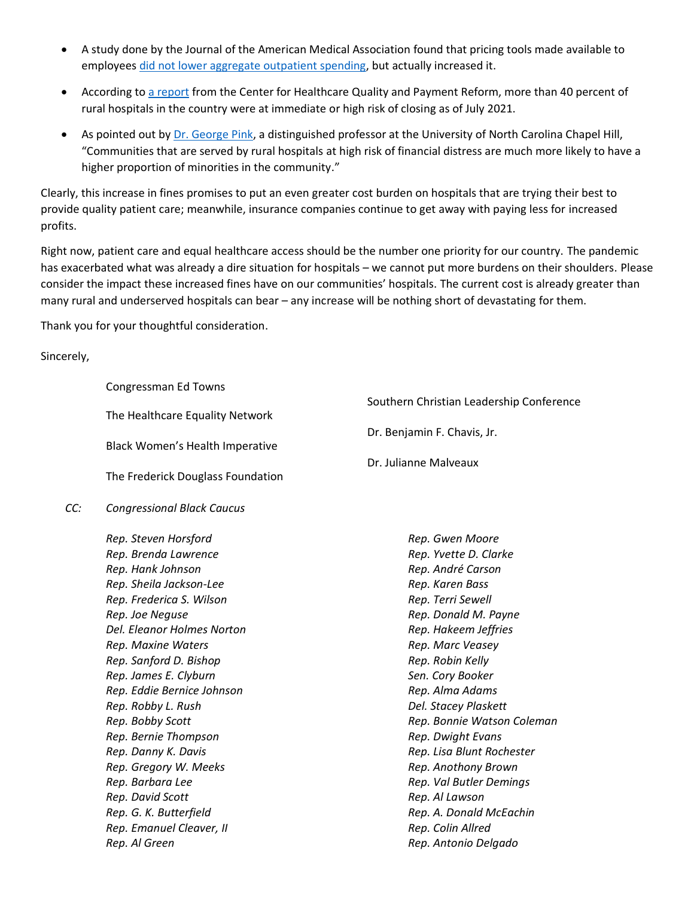- A study done by the Journal of the American Medical Association found that pricing tools made available to employees did not lower aggregate outpatient spending, but actually increased it.
- According to a report from the Center for Healthcare Quality and Payment Reform, more than 40 percent of rural hospitals in the country were at immediate or high risk of closing as of July 2021.
- As pointed out by Dr. George Pink, a distinguished professor at the University of North Carolina Chapel Hill, "Communities that are served by rural hospitals at high risk of financial distress are much more likely to have a higher proportion of minorities in the community."

Clearly, this increase in fines promises to put an even greater cost burden on hospitals that are trying their best to provide quality patient care; meanwhile, insurance companies continue to get away with paying less for increased profits.

Right now, patient care and equal healthcare access should be the number one priority for our country. The pandemic has exacerbated what was already a dire situation for hospitals – we cannot put more burdens on their shoulders. Please consider the impact these increased fines have on our communities' hospitals. The current cost is already greater than many rural and underserved hospitals can bear – any increase will be nothing short of devastating for them.

Thank you for your thoughtful consideration.

Sincerely,

Congressman Ed Towns

The Healthcare Equality Network

Black Women's Health Imperative

The Frederick Douglass Foundation

Southern Christian Leadership Conference

Dr. Benjamin F. Chavis, Jr.

Dr. Julianne Malveaux

*CC: Congressional Black Caucus*

*Rep. Steven Horsford*
*Rep. Brenda Lawrence*
*Rep. Hank Johnson*
*Rep. Sheila Jackson-Lee*
*Rep. Frederica S. Wilson*
*Rep. Joe Neguse*
*Del. Eleanor Holmes Norton*
*Rep. Maxine Waters*
*Rep. Sanford D. Bishop*
*Rep. James E. Clyburn*
*Rep. Eddie Bernice Johnson*
*Rep. Robby L. Rush*
*Rep. Bobby Scott*
*Rep. Bernie Thompson*
*Rep. Danny K. Davis*
*Rep. Gregory W. Meeks*
*Rep. Barbara Lee*
*Rep. David Scott*
*Rep. G. K. Butterfield*
*Rep. Emanuel Cleaver, II*
*Rep. Al Green*
*Rep. Gwen Moore*
*Rep. Yvette D. Clarke*
*Rep. André Carson*
*Rep. Karen Bass*
*Rep. Terri Sewell*
*Rep. Donald M. Payne*
*Rep. Hakeem Jeffries*
*Rep. Marc Veasey*
*Rep. Robin Kelly*
*Sen. Cory Booker*
*Rep. Alma Adams*
*Del. Stacey Plaskett*
*Rep. Bonnie Watson Coleman*
*Rep. Dwight Evans*
*Rep. Lisa Blunt Rochester*
*Rep. Anothony Brown*
*Rep. Val Butler Demings*
*Rep. Al Lawson*
*Rep. A. Donald McEachin*
*Rep. Colin Allred*
*Rep. Antonio Delgado*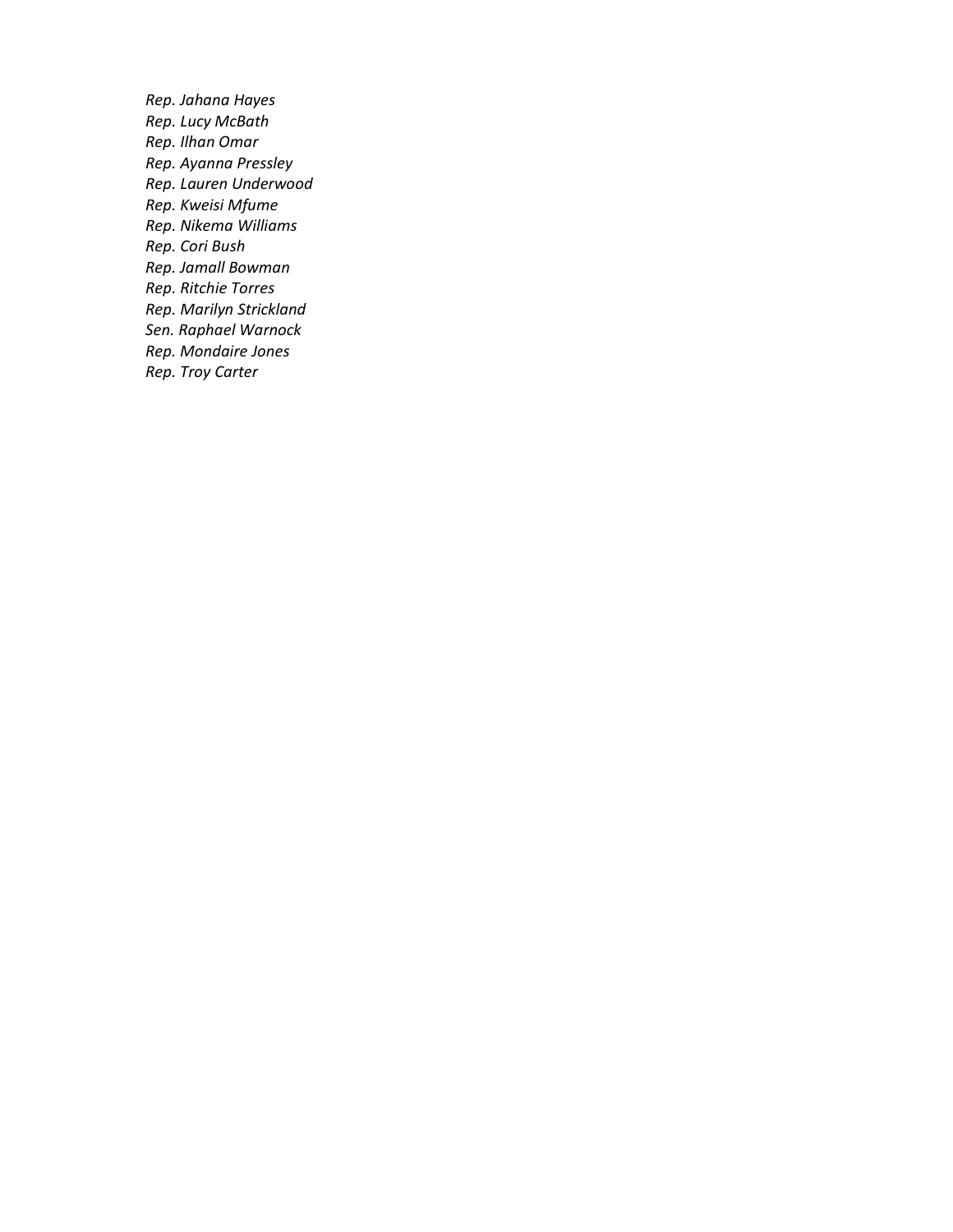*Rep. Jahana Hayes*
*Rep. Lucy McBath*
*Rep. Ilhan Omar*
*Rep. Ayanna Pressley*
*Rep. Lauren Underwood*
*Rep. Kweisi Mfume*
*Rep. Nikema Williams*
*Rep. Cori Bush*
*Rep. Jamall Bowman*
*Rep. Ritchie Torres*
*Rep. Marilyn Strickland*
*Sen. Raphael Warnock*
*Rep. Mondaire Jones*
*Rep. Troy Carter*